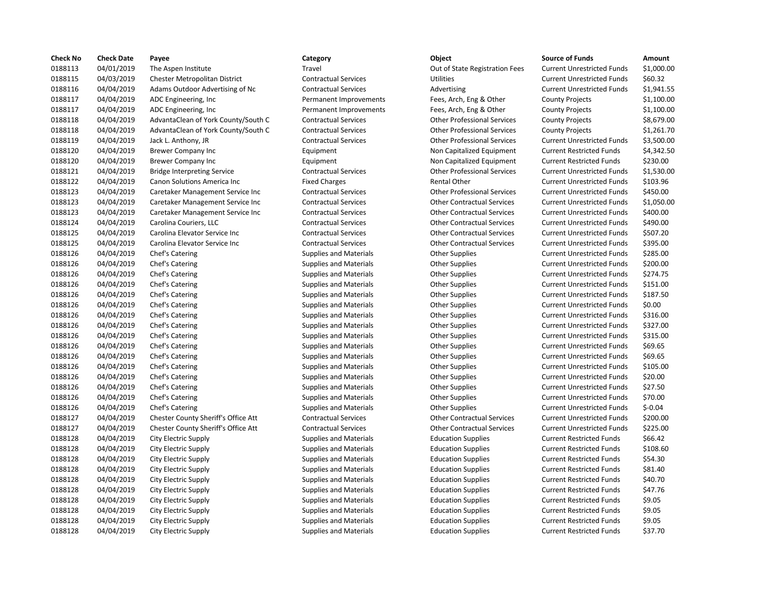| Check No | Check Date | Payee | Category | Object | Source of Funds | Amount |
|---|---|---|---|---|---|---|
| 0188113 | 04/01/2019 | The Aspen Institute | Travel | Out of State Registration Fees | Current Unrestricted Funds | $1,000.00 |
| 0188115 | 04/03/2019 | Chester Metropolitan District | Contractual Services | Utilities | Current Unrestricted Funds | $60.32 |
| 0188116 | 04/04/2019 | Adams Outdoor Advertising of Nc | Contractual Services | Advertising | Current Unrestricted Funds | $1,941.55 |
| 0188117 | 04/04/2019 | ADC Engineering, Inc | Permanent Improvements | Fees, Arch, Eng & Other | County Projects | $1,100.00 |
| 0188117 | 04/04/2019 | ADC Engineering, Inc | Permanent Improvements | Fees, Arch, Eng & Other | County Projects | $1,100.00 |
| 0188118 | 04/04/2019 | AdvantaClean of York County/South C | Contractual Services | Other Professional Services | County Projects | $8,679.00 |
| 0188118 | 04/04/2019 | AdvantaClean of York County/South C | Contractual Services | Other Professional Services | County Projects | $1,261.70 |
| 0188119 | 04/04/2019 | Jack L. Anthony, JR | Contractual Services | Other Professional Services | Current Unrestricted Funds | $3,500.00 |
| 0188120 | 04/04/2019 | Brewer Company Inc | Equipment | Non Capitalized Equipment | Current Restricted Funds | $4,342.50 |
| 0188120 | 04/04/2019 | Brewer Company Inc | Equipment | Non Capitalized Equipment | Current Restricted Funds | $230.00 |
| 0188121 | 04/04/2019 | Bridge Interpreting Service | Contractual Services | Other Professional Services | Current Unrestricted Funds | $1,530.00 |
| 0188122 | 04/04/2019 | Canon Solutions America Inc | Fixed Charges | Rental Other | Current Unrestricted Funds | $103.96 |
| 0188123 | 04/04/2019 | Caretaker Management Service Inc | Contractual Services | Other Professional Services | Current Unrestricted Funds | $450.00 |
| 0188123 | 04/04/2019 | Caretaker Management Service Inc | Contractual Services | Other Contractual Services | Current Unrestricted Funds | $1,050.00 |
| 0188123 | 04/04/2019 | Caretaker Management Service Inc | Contractual Services | Other Contractual Services | Current Unrestricted Funds | $400.00 |
| 0188124 | 04/04/2019 | Carolina Couriers, LLC | Contractual Services | Other Contractual Services | Current Unrestricted Funds | $490.00 |
| 0188125 | 04/04/2019 | Carolina Elevator Service Inc | Contractual Services | Other Contractual Services | Current Unrestricted Funds | $507.20 |
| 0188125 | 04/04/2019 | Carolina Elevator Service Inc | Contractual Services | Other Contractual Services | Current Unrestricted Funds | $395.00 |
| 0188126 | 04/04/2019 | Chef's Catering | Supplies and Materials | Other Supplies | Current Unrestricted Funds | $285.00 |
| 0188126 | 04/04/2019 | Chef's Catering | Supplies and Materials | Other Supplies | Current Unrestricted Funds | $200.00 |
| 0188126 | 04/04/2019 | Chef's Catering | Supplies and Materials | Other Supplies | Current Unrestricted Funds | $274.75 |
| 0188126 | 04/04/2019 | Chef's Catering | Supplies and Materials | Other Supplies | Current Unrestricted Funds | $151.00 |
| 0188126 | 04/04/2019 | Chef's Catering | Supplies and Materials | Other Supplies | Current Unrestricted Funds | $187.50 |
| 0188126 | 04/04/2019 | Chef's Catering | Supplies and Materials | Other Supplies | Current Unrestricted Funds | $0.00 |
| 0188126 | 04/04/2019 | Chef's Catering | Supplies and Materials | Other Supplies | Current Unrestricted Funds | $316.00 |
| 0188126 | 04/04/2019 | Chef's Catering | Supplies and Materials | Other Supplies | Current Unrestricted Funds | $327.00 |
| 0188126 | 04/04/2019 | Chef's Catering | Supplies and Materials | Other Supplies | Current Unrestricted Funds | $315.00 |
| 0188126 | 04/04/2019 | Chef's Catering | Supplies and Materials | Other Supplies | Current Unrestricted Funds | $69.65 |
| 0188126 | 04/04/2019 | Chef's Catering | Supplies and Materials | Other Supplies | Current Unrestricted Funds | $69.65 |
| 0188126 | 04/04/2019 | Chef's Catering | Supplies and Materials | Other Supplies | Current Unrestricted Funds | $105.00 |
| 0188126 | 04/04/2019 | Chef's Catering | Supplies and Materials | Other Supplies | Current Unrestricted Funds | $20.00 |
| 0188126 | 04/04/2019 | Chef's Catering | Supplies and Materials | Other Supplies | Current Unrestricted Funds | $27.50 |
| 0188126 | 04/04/2019 | Chef's Catering | Supplies and Materials | Other Supplies | Current Unrestricted Funds | $70.00 |
| 0188126 | 04/04/2019 | Chef's Catering | Supplies and Materials | Other Supplies | Current Unrestricted Funds | $-0.04 |
| 0188127 | 04/04/2019 | Chester County Sheriff's Office Att | Contractual Services | Other Contractual Services | Current Unrestricted Funds | $200.00 |
| 0188127 | 04/04/2019 | Chester County Sheriff's Office Att | Contractual Services | Other Contractual Services | Current Unrestricted Funds | $225.00 |
| 0188128 | 04/04/2019 | City Electric Supply | Supplies and Materials | Education Supplies | Current Restricted Funds | $66.42 |
| 0188128 | 04/04/2019 | City Electric Supply | Supplies and Materials | Education Supplies | Current Restricted Funds | $108.60 |
| 0188128 | 04/04/2019 | City Electric Supply | Supplies and Materials | Education Supplies | Current Restricted Funds | $54.30 |
| 0188128 | 04/04/2019 | City Electric Supply | Supplies and Materials | Education Supplies | Current Restricted Funds | $81.40 |
| 0188128 | 04/04/2019 | City Electric Supply | Supplies and Materials | Education Supplies | Current Restricted Funds | $40.70 |
| 0188128 | 04/04/2019 | City Electric Supply | Supplies and Materials | Education Supplies | Current Restricted Funds | $47.76 |
| 0188128 | 04/04/2019 | City Electric Supply | Supplies and Materials | Education Supplies | Current Restricted Funds | $9.05 |
| 0188128 | 04/04/2019 | City Electric Supply | Supplies and Materials | Education Supplies | Current Restricted Funds | $9.05 |
| 0188128 | 04/04/2019 | City Electric Supply | Supplies and Materials | Education Supplies | Current Restricted Funds | $9.05 |
| 0188128 | 04/04/2019 | City Electric Supply | Supplies and Materials | Education Supplies | Current Restricted Funds | $37.70 |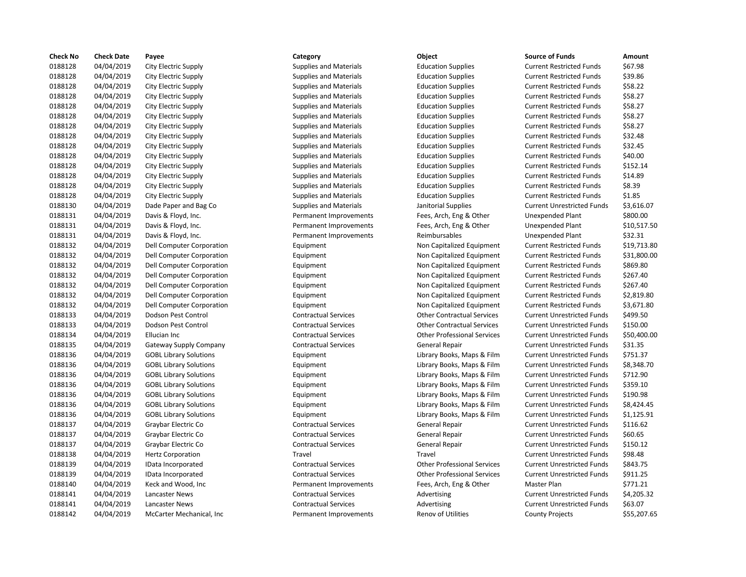| Check No | Check Date | Payee | Category | Object | Source of Funds | Amount |
|---|---|---|---|---|---|---|
| 0188128 | 04/04/2019 | City Electric Supply | Supplies and Materials | Education Supplies | Current Restricted Funds | $67.98 |
| 0188128 | 04/04/2019 | City Electric Supply | Supplies and Materials | Education Supplies | Current Restricted Funds | $39.86 |
| 0188128 | 04/04/2019 | City Electric Supply | Supplies and Materials | Education Supplies | Current Restricted Funds | $58.22 |
| 0188128 | 04/04/2019 | City Electric Supply | Supplies and Materials | Education Supplies | Current Restricted Funds | $58.27 |
| 0188128 | 04/04/2019 | City Electric Supply | Supplies and Materials | Education Supplies | Current Restricted Funds | $58.27 |
| 0188128 | 04/04/2019 | City Electric Supply | Supplies and Materials | Education Supplies | Current Restricted Funds | $58.27 |
| 0188128 | 04/04/2019 | City Electric Supply | Supplies and Materials | Education Supplies | Current Restricted Funds | $58.27 |
| 0188128 | 04/04/2019 | City Electric Supply | Supplies and Materials | Education Supplies | Current Restricted Funds | $32.48 |
| 0188128 | 04/04/2019 | City Electric Supply | Supplies and Materials | Education Supplies | Current Restricted Funds | $32.45 |
| 0188128 | 04/04/2019 | City Electric Supply | Supplies and Materials | Education Supplies | Current Restricted Funds | $40.00 |
| 0188128 | 04/04/2019 | City Electric Supply | Supplies and Materials | Education Supplies | Current Restricted Funds | $152.14 |
| 0188128 | 04/04/2019 | City Electric Supply | Supplies and Materials | Education Supplies | Current Restricted Funds | $14.89 |
| 0188128 | 04/04/2019 | City Electric Supply | Supplies and Materials | Education Supplies | Current Restricted Funds | $8.39 |
| 0188128 | 04/04/2019 | City Electric Supply | Supplies and Materials | Education Supplies | Current Restricted Funds | $1.85 |
| 0188130 | 04/04/2019 | Dade Paper and Bag Co | Supplies and Materials | Janitorial Supplies | Current Unrestricted Funds | $3,616.07 |
| 0188131 | 04/04/2019 | Davis & Floyd, Inc. | Permanent Improvements | Fees, Arch, Eng & Other | Unexpended Plant | $800.00 |
| 0188131 | 04/04/2019 | Davis & Floyd, Inc. | Permanent Improvements | Fees, Arch, Eng & Other | Unexpended Plant | $10,517.50 |
| 0188131 | 04/04/2019 | Davis & Floyd, Inc. | Permanent Improvements | Reimbursables | Unexpended Plant | $32.31 |
| 0188132 | 04/04/2019 | Dell Computer Corporation | Equipment | Non Capitalized Equipment | Current Restricted Funds | $19,713.80 |
| 0188132 | 04/04/2019 | Dell Computer Corporation | Equipment | Non Capitalized Equipment | Current Restricted Funds | $31,800.00 |
| 0188132 | 04/04/2019 | Dell Computer Corporation | Equipment | Non Capitalized Equipment | Current Restricted Funds | $869.80 |
| 0188132 | 04/04/2019 | Dell Computer Corporation | Equipment | Non Capitalized Equipment | Current Restricted Funds | $267.40 |
| 0188132 | 04/04/2019 | Dell Computer Corporation | Equipment | Non Capitalized Equipment | Current Restricted Funds | $267.40 |
| 0188132 | 04/04/2019 | Dell Computer Corporation | Equipment | Non Capitalized Equipment | Current Restricted Funds | $2,819.80 |
| 0188132 | 04/04/2019 | Dell Computer Corporation | Equipment | Non Capitalized Equipment | Current Restricted Funds | $3,671.80 |
| 0188133 | 04/04/2019 | Dodson Pest Control | Contractual Services | Other Contractual Services | Current Unrestricted Funds | $499.50 |
| 0188133 | 04/04/2019 | Dodson Pest Control | Contractual Services | Other Contractual Services | Current Unrestricted Funds | $150.00 |
| 0188134 | 04/04/2019 | Ellucian Inc | Contractual Services | Other Professional Services | Current Unrestricted Funds | $50,400.00 |
| 0188135 | 04/04/2019 | Gateway Supply Company | Contractual Services | General Repair | Current Unrestricted Funds | $31.35 |
| 0188136 | 04/04/2019 | GOBL Library Solutions | Equipment | Library Books, Maps & Film | Current Unrestricted Funds | $751.37 |
| 0188136 | 04/04/2019 | GOBL Library Solutions | Equipment | Library Books, Maps & Film | Current Unrestricted Funds | $8,348.70 |
| 0188136 | 04/04/2019 | GOBL Library Solutions | Equipment | Library Books, Maps & Film | Current Unrestricted Funds | $712.90 |
| 0188136 | 04/04/2019 | GOBL Library Solutions | Equipment | Library Books, Maps & Film | Current Unrestricted Funds | $359.10 |
| 0188136 | 04/04/2019 | GOBL Library Solutions | Equipment | Library Books, Maps & Film | Current Unrestricted Funds | $190.98 |
| 0188136 | 04/04/2019 | GOBL Library Solutions | Equipment | Library Books, Maps & Film | Current Unrestricted Funds | $8,424.45 |
| 0188136 | 04/04/2019 | GOBL Library Solutions | Equipment | Library Books, Maps & Film | Current Unrestricted Funds | $1,125.91 |
| 0188137 | 04/04/2019 | Graybar Electric Co | Contractual Services | General Repair | Current Unrestricted Funds | $116.62 |
| 0188137 | 04/04/2019 | Graybar Electric Co | Contractual Services | General Repair | Current Unrestricted Funds | $60.65 |
| 0188137 | 04/04/2019 | Graybar Electric Co | Contractual Services | General Repair | Current Unrestricted Funds | $150.12 |
| 0188138 | 04/04/2019 | Hertz Corporation | Travel | Travel | Current Unrestricted Funds | $98.48 |
| 0188139 | 04/04/2019 | IData Incorporated | Contractual Services | Other Professional Services | Current Unrestricted Funds | $843.75 |
| 0188139 | 04/04/2019 | IData Incorporated | Contractual Services | Other Professional Services | Current Unrestricted Funds | $911.25 |
| 0188140 | 04/04/2019 | Keck and Wood, Inc | Permanent Improvements | Fees, Arch, Eng & Other | Master Plan | $771.21 |
| 0188141 | 04/04/2019 | Lancaster News | Contractual Services | Advertising | Current Unrestricted Funds | $4,205.32 |
| 0188141 | 04/04/2019 | Lancaster News | Contractual Services | Advertising | Current Unrestricted Funds | $63.07 |
| 0188142 | 04/04/2019 | McCarter Mechanical, Inc | Permanent Improvements | Renov of Utilities | County Projects | $55,207.65 |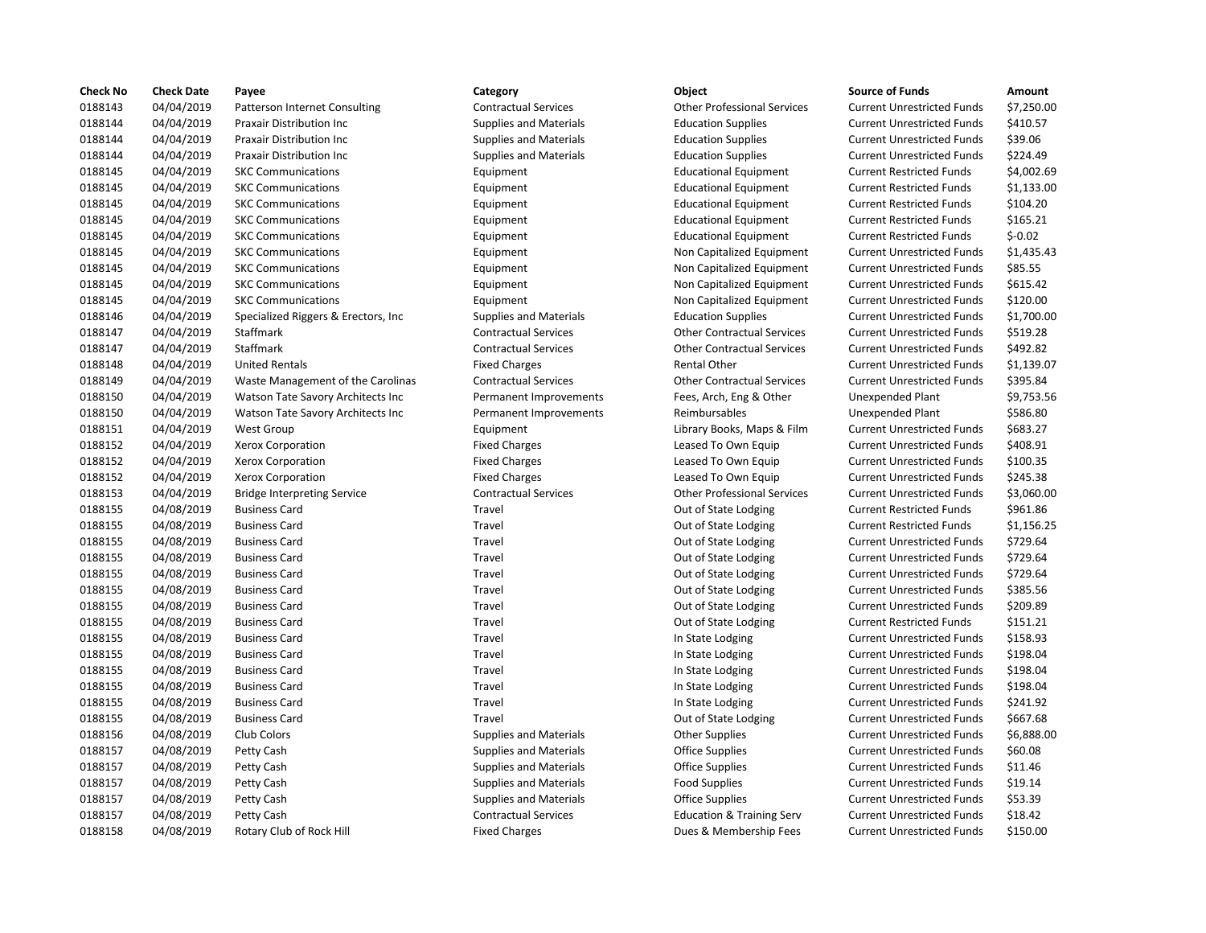| Check No | Check Date | Payee | Category | Object | Source of Funds | Amount |
|---|---|---|---|---|---|---|
| 0188143 | 04/04/2019 | Patterson Internet Consulting | Contractual Services | Other Professional Services | Current Unrestricted Funds | $7,250.00 |
| 0188144 | 04/04/2019 | Praxair Distribution Inc | Supplies and Materials | Education Supplies | Current Unrestricted Funds | $410.57 |
| 0188144 | 04/04/2019 | Praxair Distribution Inc | Supplies and Materials | Education Supplies | Current Unrestricted Funds | $39.06 |
| 0188144 | 04/04/2019 | Praxair Distribution Inc | Supplies and Materials | Education Supplies | Current Unrestricted Funds | $224.49 |
| 0188145 | 04/04/2019 | SKC Communications | Equipment | Educational Equipment | Current Restricted Funds | $4,002.69 |
| 0188145 | 04/04/2019 | SKC Communications | Equipment | Educational Equipment | Current Restricted Funds | $1,133.00 |
| 0188145 | 04/04/2019 | SKC Communications | Equipment | Educational Equipment | Current Restricted Funds | $104.20 |
| 0188145 | 04/04/2019 | SKC Communications | Equipment | Educational Equipment | Current Restricted Funds | $165.21 |
| 0188145 | 04/04/2019 | SKC Communications | Equipment | Educational Equipment | Current Restricted Funds | $-0.02 |
| 0188145 | 04/04/2019 | SKC Communications | Equipment | Non Capitalized Equipment | Current Unrestricted Funds | $1,435.43 |
| 0188145 | 04/04/2019 | SKC Communications | Equipment | Non Capitalized Equipment | Current Unrestricted Funds | $85.55 |
| 0188145 | 04/04/2019 | SKC Communications | Equipment | Non Capitalized Equipment | Current Unrestricted Funds | $615.42 |
| 0188145 | 04/04/2019 | SKC Communications | Equipment | Non Capitalized Equipment | Current Unrestricted Funds | $120.00 |
| 0188146 | 04/04/2019 | Specialized Riggers & Erectors, Inc | Supplies and Materials | Education Supplies | Current Unrestricted Funds | $1,700.00 |
| 0188147 | 04/04/2019 | Staffmark | Contractual Services | Other Contractual Services | Current Unrestricted Funds | $519.28 |
| 0188147 | 04/04/2019 | Staffmark | Contractual Services | Other Contractual Services | Current Unrestricted Funds | $492.82 |
| 0188148 | 04/04/2019 | United Rentals | Fixed Charges | Rental Other | Current Unrestricted Funds | $1,139.07 |
| 0188149 | 04/04/2019 | Waste Management of the Carolinas | Contractual Services | Other Contractual Services | Current Unrestricted Funds | $395.84 |
| 0188150 | 04/04/2019 | Watson Tate Savory Architects Inc | Permanent Improvements | Fees, Arch, Eng & Other | Unexpended Plant | $9,753.56 |
| 0188150 | 04/04/2019 | Watson Tate Savory Architects Inc | Permanent Improvements | Reimbursables | Unexpended Plant | $586.80 |
| 0188151 | 04/04/2019 | West Group | Equipment | Library Books, Maps & Film | Current Unrestricted Funds | $683.27 |
| 0188152 | 04/04/2019 | Xerox Corporation | Fixed Charges | Leased To Own Equip | Current Unrestricted Funds | $408.91 |
| 0188152 | 04/04/2019 | Xerox Corporation | Fixed Charges | Leased To Own Equip | Current Unrestricted Funds | $100.35 |
| 0188152 | 04/04/2019 | Xerox Corporation | Fixed Charges | Leased To Own Equip | Current Unrestricted Funds | $245.38 |
| 0188153 | 04/04/2019 | Bridge Interpreting Service | Contractual Services | Other Professional Services | Current Unrestricted Funds | $3,060.00 |
| 0188155 | 04/08/2019 | Business Card | Travel | Out of State Lodging | Current Restricted Funds | $961.86 |
| 0188155 | 04/08/2019 | Business Card | Travel | Out of State Lodging | Current Restricted Funds | $1,156.25 |
| 0188155 | 04/08/2019 | Business Card | Travel | Out of State Lodging | Current Unrestricted Funds | $729.64 |
| 0188155 | 04/08/2019 | Business Card | Travel | Out of State Lodging | Current Unrestricted Funds | $729.64 |
| 0188155 | 04/08/2019 | Business Card | Travel | Out of State Lodging | Current Unrestricted Funds | $729.64 |
| 0188155 | 04/08/2019 | Business Card | Travel | Out of State Lodging | Current Unrestricted Funds | $385.56 |
| 0188155 | 04/08/2019 | Business Card | Travel | Out of State Lodging | Current Unrestricted Funds | $209.89 |
| 0188155 | 04/08/2019 | Business Card | Travel | Out of State Lodging | Current Restricted Funds | $151.21 |
| 0188155 | 04/08/2019 | Business Card | Travel | In State Lodging | Current Unrestricted Funds | $158.93 |
| 0188155 | 04/08/2019 | Business Card | Travel | In State Lodging | Current Unrestricted Funds | $198.04 |
| 0188155 | 04/08/2019 | Business Card | Travel | In State Lodging | Current Unrestricted Funds | $198.04 |
| 0188155 | 04/08/2019 | Business Card | Travel | In State Lodging | Current Unrestricted Funds | $198.04 |
| 0188155 | 04/08/2019 | Business Card | Travel | In State Lodging | Current Unrestricted Funds | $241.92 |
| 0188155 | 04/08/2019 | Business Card | Travel | Out of State Lodging | Current Unrestricted Funds | $667.68 |
| 0188156 | 04/08/2019 | Club Colors | Supplies and Materials | Other Supplies | Current Unrestricted Funds | $6,888.00 |
| 0188157 | 04/08/2019 | Petty Cash | Supplies and Materials | Office Supplies | Current Unrestricted Funds | $60.08 |
| 0188157 | 04/08/2019 | Petty Cash | Supplies and Materials | Office Supplies | Current Unrestricted Funds | $11.46 |
| 0188157 | 04/08/2019 | Petty Cash | Supplies and Materials | Food Supplies | Current Unrestricted Funds | $19.14 |
| 0188157 | 04/08/2019 | Petty Cash | Supplies and Materials | Office Supplies | Current Unrestricted Funds | $53.39 |
| 0188157 | 04/08/2019 | Petty Cash | Contractual Services | Education & Training Serv | Current Unrestricted Funds | $18.42 |
| 0188158 | 04/08/2019 | Rotary Club of Rock Hill | Fixed Charges | Dues & Membership Fees | Current Unrestricted Funds | $150.00 |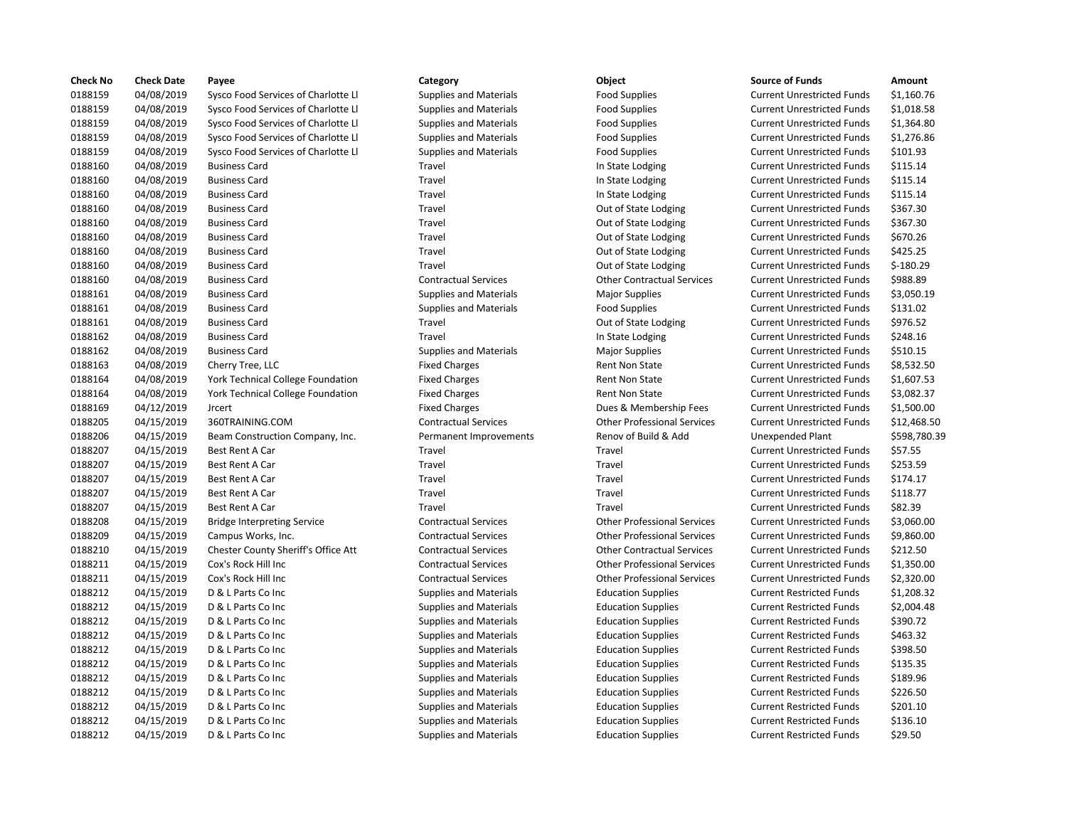| Check No | Check Date | Payee | Category | Object | Source of Funds | Amount |
|---|---|---|---|---|---|---|
| 0188159 | 04/08/2019 | Sysco Food Services of Charlotte Ll | Supplies and Materials | Food Supplies | Current Unrestricted Funds | $1,160.76 |
| 0188159 | 04/08/2019 | Sysco Food Services of Charlotte Ll | Supplies and Materials | Food Supplies | Current Unrestricted Funds | $1,018.58 |
| 0188159 | 04/08/2019 | Sysco Food Services of Charlotte Ll | Supplies and Materials | Food Supplies | Current Unrestricted Funds | $1,364.80 |
| 0188159 | 04/08/2019 | Sysco Food Services of Charlotte Ll | Supplies and Materials | Food Supplies | Current Unrestricted Funds | $1,276.86 |
| 0188159 | 04/08/2019 | Sysco Food Services of Charlotte Ll | Supplies and Materials | Food Supplies | Current Unrestricted Funds | $101.93 |
| 0188160 | 04/08/2019 | Business Card | Travel | In State Lodging | Current Unrestricted Funds | $115.14 |
| 0188160 | 04/08/2019 | Business Card | Travel | In State Lodging | Current Unrestricted Funds | $115.14 |
| 0188160 | 04/08/2019 | Business Card | Travel | In State Lodging | Current Unrestricted Funds | $115.14 |
| 0188160 | 04/08/2019 | Business Card | Travel | Out of State Lodging | Current Unrestricted Funds | $367.30 |
| 0188160 | 04/08/2019 | Business Card | Travel | Out of State Lodging | Current Unrestricted Funds | $367.30 |
| 0188160 | 04/08/2019 | Business Card | Travel | Out of State Lodging | Current Unrestricted Funds | $670.26 |
| 0188160 | 04/08/2019 | Business Card | Travel | Out of State Lodging | Current Unrestricted Funds | $425.25 |
| 0188160 | 04/08/2019 | Business Card | Travel | Out of State Lodging | Current Unrestricted Funds | $-180.29 |
| 0188160 | 04/08/2019 | Business Card | Contractual Services | Other Contractual Services | Current Unrestricted Funds | $988.89 |
| 0188161 | 04/08/2019 | Business Card | Supplies and Materials | Major Supplies | Current Unrestricted Funds | $3,050.19 |
| 0188161 | 04/08/2019 | Business Card | Supplies and Materials | Food Supplies | Current Unrestricted Funds | $131.02 |
| 0188161 | 04/08/2019 | Business Card | Travel | Out of State Lodging | Current Unrestricted Funds | $976.52 |
| 0188162 | 04/08/2019 | Business Card | Travel | In State Lodging | Current Unrestricted Funds | $248.16 |
| 0188162 | 04/08/2019 | Business Card | Supplies and Materials | Major Supplies | Current Unrestricted Funds | $510.15 |
| 0188163 | 04/08/2019 | Cherry Tree, LLC | Fixed Charges | Rent Non State | Current Unrestricted Funds | $8,532.50 |
| 0188164 | 04/08/2019 | York Technical College Foundation | Fixed Charges | Rent Non State | Current Unrestricted Funds | $1,607.53 |
| 0188164 | 04/08/2019 | York Technical College Foundation | Fixed Charges | Rent Non State | Current Unrestricted Funds | $3,082.37 |
| 0188169 | 04/12/2019 | Jrcert | Fixed Charges | Dues & Membership Fees | Current Unrestricted Funds | $1,500.00 |
| 0188205 | 04/15/2019 | 360TRAINING.COM | Contractual Services | Other Professional Services | Current Unrestricted Funds | $12,468.50 |
| 0188206 | 04/15/2019 | Beam Construction Company, Inc. | Permanent Improvements | Renov of Build & Add | Unexpended Plant | $598,780.39 |
| 0188207 | 04/15/2019 | Best Rent A Car | Travel | Travel | Current Unrestricted Funds | $57.55 |
| 0188207 | 04/15/2019 | Best Rent A Car | Travel | Travel | Current Unrestricted Funds | $253.59 |
| 0188207 | 04/15/2019 | Best Rent A Car | Travel | Travel | Current Unrestricted Funds | $174.17 |
| 0188207 | 04/15/2019 | Best Rent A Car | Travel | Travel | Current Unrestricted Funds | $118.77 |
| 0188207 | 04/15/2019 | Best Rent A Car | Travel | Travel | Current Unrestricted Funds | $82.39 |
| 0188208 | 04/15/2019 | Bridge Interpreting Service | Contractual Services | Other Professional Services | Current Unrestricted Funds | $3,060.00 |
| 0188209 | 04/15/2019 | Campus Works, Inc. | Contractual Services | Other Professional Services | Current Unrestricted Funds | $9,860.00 |
| 0188210 | 04/15/2019 | Chester County Sheriff's Office Att | Contractual Services | Other Contractual Services | Current Unrestricted Funds | $212.50 |
| 0188211 | 04/15/2019 | Cox's Rock Hill Inc | Contractual Services | Other Professional Services | Current Unrestricted Funds | $1,350.00 |
| 0188211 | 04/15/2019 | Cox's Rock Hill Inc | Contractual Services | Other Professional Services | Current Unrestricted Funds | $2,320.00 |
| 0188212 | 04/15/2019 | D & L Parts Co Inc | Supplies and Materials | Education Supplies | Current Restricted Funds | $1,208.32 |
| 0188212 | 04/15/2019 | D & L Parts Co Inc | Supplies and Materials | Education Supplies | Current Restricted Funds | $2,004.48 |
| 0188212 | 04/15/2019 | D & L Parts Co Inc | Supplies and Materials | Education Supplies | Current Restricted Funds | $390.72 |
| 0188212 | 04/15/2019 | D & L Parts Co Inc | Supplies and Materials | Education Supplies | Current Restricted Funds | $463.32 |
| 0188212 | 04/15/2019 | D & L Parts Co Inc | Supplies and Materials | Education Supplies | Current Restricted Funds | $398.50 |
| 0188212 | 04/15/2019 | D & L Parts Co Inc | Supplies and Materials | Education Supplies | Current Restricted Funds | $135.35 |
| 0188212 | 04/15/2019 | D & L Parts Co Inc | Supplies and Materials | Education Supplies | Current Restricted Funds | $189.96 |
| 0188212 | 04/15/2019 | D & L Parts Co Inc | Supplies and Materials | Education Supplies | Current Restricted Funds | $226.50 |
| 0188212 | 04/15/2019 | D & L Parts Co Inc | Supplies and Materials | Education Supplies | Current Restricted Funds | $201.10 |
| 0188212 | 04/15/2019 | D & L Parts Co Inc | Supplies and Materials | Education Supplies | Current Restricted Funds | $136.10 |
| 0188212 | 04/15/2019 | D & L Parts Co Inc | Supplies and Materials | Education Supplies | Current Restricted Funds | $29.50 |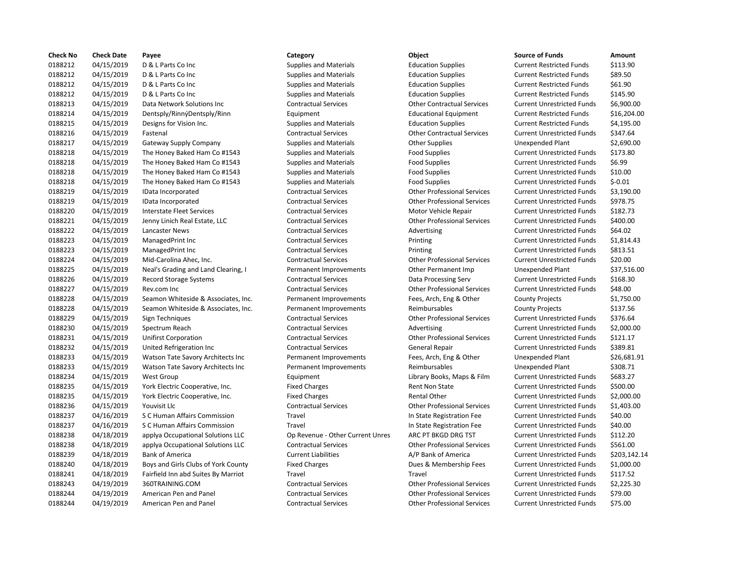| Check No | Check Date | Payee | Category | Object | Source of Funds | Amount |
| --- | --- | --- | --- | --- | --- | --- |
| 0188212 | 04/15/2019 | D & L Parts Co Inc | Supplies and Materials | Education Supplies | Current Restricted Funds | $113.90 |
| 0188212 | 04/15/2019 | D & L Parts Co Inc | Supplies and Materials | Education Supplies | Current Restricted Funds | $89.50 |
| 0188212 | 04/15/2019 | D & L Parts Co Inc | Supplies and Materials | Education Supplies | Current Restricted Funds | $61.90 |
| 0188212 | 04/15/2019 | D & L Parts Co Inc | Supplies and Materials | Education Supplies | Current Restricted Funds | $145.90 |
| 0188213 | 04/15/2019 | Data Network Solutions Inc | Contractual Services | Other Contractual Services | Current Unrestricted Funds | $6,900.00 |
| 0188214 | 04/15/2019 | Dentsply/RinnýDentsply/Rinn | Equipment | Educational Equipment | Current Restricted Funds | $16,204.00 |
| 0188215 | 04/15/2019 | Designs for Vision Inc. | Supplies and Materials | Education Supplies | Current Restricted Funds | $4,195.00 |
| 0188216 | 04/15/2019 | Fastenal | Contractual Services | Other Contractual Services | Current Unrestricted Funds | $347.64 |
| 0188217 | 04/15/2019 | Gateway Supply Company | Supplies and Materials | Other Supplies | Unexpended Plant | $2,690.00 |
| 0188218 | 04/15/2019 | The Honey Baked Ham Co #1543 | Supplies and Materials | Food Supplies | Current Unrestricted Funds | $173.80 |
| 0188218 | 04/15/2019 | The Honey Baked Ham Co #1543 | Supplies and Materials | Food Supplies | Current Unrestricted Funds | $6.99 |
| 0188218 | 04/15/2019 | The Honey Baked Ham Co #1543 | Supplies and Materials | Food Supplies | Current Unrestricted Funds | $10.00 |
| 0188218 | 04/15/2019 | The Honey Baked Ham Co #1543 | Supplies and Materials | Food Supplies | Current Unrestricted Funds | $-0.01 |
| 0188219 | 04/15/2019 | IData Incorporated | Contractual Services | Other Professional Services | Current Unrestricted Funds | $3,190.00 |
| 0188219 | 04/15/2019 | IData Incorporated | Contractual Services | Other Professional Services | Current Unrestricted Funds | $978.75 |
| 0188220 | 04/15/2019 | Interstate Fleet Services | Contractual Services | Motor Vehicle Repair | Current Unrestricted Funds | $182.73 |
| 0188221 | 04/15/2019 | Jenny Linich Real Estate, LLC | Contractual Services | Other Professional Services | Current Unrestricted Funds | $400.00 |
| 0188222 | 04/15/2019 | Lancaster News | Contractual Services | Advertising | Current Unrestricted Funds | $64.02 |
| 0188223 | 04/15/2019 | ManagedPrint Inc | Contractual Services | Printing | Current Unrestricted Funds | $1,814.43 |
| 0188223 | 04/15/2019 | ManagedPrint Inc | Contractual Services | Printing | Current Unrestricted Funds | $813.51 |
| 0188224 | 04/15/2019 | Mid-Carolina Ahec, Inc. | Contractual Services | Other Professional Services | Current Unrestricted Funds | $20.00 |
| 0188225 | 04/15/2019 | Neal's Grading and Land Clearing, I | Permanent Improvements | Other Permanent Imp | Unexpended Plant | $37,516.00 |
| 0188226 | 04/15/2019 | Record Storage Systems | Contractual Services | Data Processing Serv | Current Unrestricted Funds | $168.30 |
| 0188227 | 04/15/2019 | Rev.com Inc | Contractual Services | Other Professional Services | Current Unrestricted Funds | $48.00 |
| 0188228 | 04/15/2019 | Seamon Whiteside & Associates, Inc. | Permanent Improvements | Fees, Arch, Eng & Other | County Projects | $1,750.00 |
| 0188228 | 04/15/2019 | Seamon Whiteside & Associates, Inc. | Permanent Improvements | Reimbursables | County Projects | $137.56 |
| 0188229 | 04/15/2019 | Sign Techniques | Contractual Services | Other Professional Services | Current Unrestricted Funds | $376.64 |
| 0188230 | 04/15/2019 | Spectrum Reach | Contractual Services | Advertising | Current Unrestricted Funds | $2,000.00 |
| 0188231 | 04/15/2019 | Unifirst Corporation | Contractual Services | Other Professional Services | Current Unrestricted Funds | $121.17 |
| 0188232 | 04/15/2019 | United Refrigeration Inc | Contractual Services | General Repair | Current Unrestricted Funds | $389.81 |
| 0188233 | 04/15/2019 | Watson Tate Savory Architects Inc | Permanent Improvements | Fees, Arch, Eng & Other | Unexpended Plant | $26,681.91 |
| 0188233 | 04/15/2019 | Watson Tate Savory Architects Inc | Permanent Improvements | Reimbursables | Unexpended Plant | $308.71 |
| 0188234 | 04/15/2019 | West Group | Equipment | Library Books, Maps & Film | Current Unrestricted Funds | $683.27 |
| 0188235 | 04/15/2019 | York Electric Cooperative, Inc. | Fixed Charges | Rent Non State | Current Unrestricted Funds | $500.00 |
| 0188235 | 04/15/2019 | York Electric Cooperative, Inc. | Fixed Charges | Rental Other | Current Unrestricted Funds | $2,000.00 |
| 0188236 | 04/15/2019 | Youvisit Llc | Contractual Services | Other Professional Services | Current Unrestricted Funds | $1,403.00 |
| 0188237 | 04/16/2019 | S C Human Affairs Commission | Travel | In State Registration Fee | Current Unrestricted Funds | $40.00 |
| 0188237 | 04/16/2019 | S C Human Affairs Commission | Travel | In State Registration Fee | Current Unrestricted Funds | $40.00 |
| 0188238 | 04/18/2019 | applya Occupational Solutions LLC | Op Revenue - Other Current Unres | ARC PT BKGD DRG TST | Current Unrestricted Funds | $112.20 |
| 0188238 | 04/18/2019 | applya Occupational Solutions LLC | Contractual Services | Other Professional Services | Current Unrestricted Funds | $561.00 |
| 0188239 | 04/18/2019 | Bank of America | Current Liabilities | A/P Bank of America | Current Unrestricted Funds | $203,142.14 |
| 0188240 | 04/18/2019 | Boys and Girls Clubs of York County | Fixed Charges | Dues & Membership Fees | Current Unrestricted Funds | $1,000.00 |
| 0188241 | 04/18/2019 | Fairfield Inn abd Suites By Marriot | Travel | Travel | Current Unrestricted Funds | $117.52 |
| 0188243 | 04/19/2019 | 360TRAINING.COM | Contractual Services | Other Professional Services | Current Unrestricted Funds | $2,225.30 |
| 0188244 | 04/19/2019 | American Pen and Panel | Contractual Services | Other Professional Services | Current Unrestricted Funds | $79.00 |
| 0188244 | 04/19/2019 | American Pen and Panel | Contractual Services | Other Professional Services | Current Unrestricted Funds | $75.00 |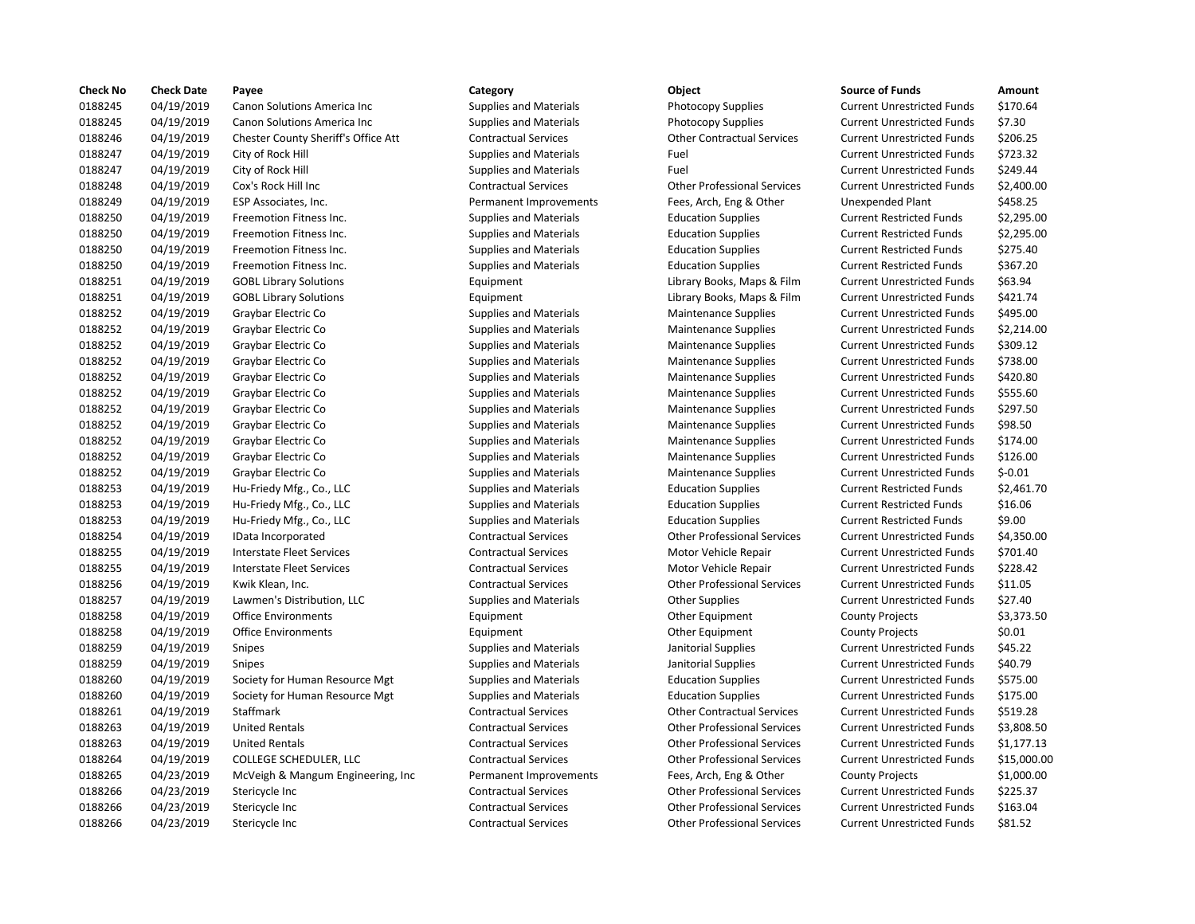| Check No | Check Date | Payee | Category | Object | Source of Funds | Amount |
| --- | --- | --- | --- | --- | --- | --- |
| 0188245 | 04/19/2019 | Canon Solutions America Inc | Supplies and Materials | Photocopy Supplies | Current Unrestricted Funds | $170.64 |
| 0188245 | 04/19/2019 | Canon Solutions America Inc | Supplies and Materials | Photocopy Supplies | Current Unrestricted Funds | $7.30 |
| 0188246 | 04/19/2019 | Chester County Sheriff's Office Att | Contractual Services | Other Contractual Services | Current Unrestricted Funds | $206.25 |
| 0188247 | 04/19/2019 | City of Rock Hill | Supplies and Materials | Fuel | Current Unrestricted Funds | $723.32 |
| 0188247 | 04/19/2019 | City of Rock Hill | Supplies and Materials | Fuel | Current Unrestricted Funds | $249.44 |
| 0188248 | 04/19/2019 | Cox's Rock Hill Inc | Contractual Services | Other Professional Services | Current Unrestricted Funds | $2,400.00 |
| 0188249 | 04/19/2019 | ESP Associates, Inc. | Permanent Improvements | Fees, Arch, Eng & Other | Unexpended Plant | $458.25 |
| 0188250 | 04/19/2019 | Freemotion Fitness Inc. | Supplies and Materials | Education Supplies | Current Restricted Funds | $2,295.00 |
| 0188250 | 04/19/2019 | Freemotion Fitness Inc. | Supplies and Materials | Education Supplies | Current Restricted Funds | $2,295.00 |
| 0188250 | 04/19/2019 | Freemotion Fitness Inc. | Supplies and Materials | Education Supplies | Current Restricted Funds | $275.40 |
| 0188250 | 04/19/2019 | Freemotion Fitness Inc. | Supplies and Materials | Education Supplies | Current Restricted Funds | $367.20 |
| 0188251 | 04/19/2019 | GOBL Library Solutions | Equipment | Library Books, Maps & Film | Current Unrestricted Funds | $63.94 |
| 0188251 | 04/19/2019 | GOBL Library Solutions | Equipment | Library Books, Maps & Film | Current Unrestricted Funds | $421.74 |
| 0188252 | 04/19/2019 | Graybar Electric Co | Supplies and Materials | Maintenance Supplies | Current Unrestricted Funds | $495.00 |
| 0188252 | 04/19/2019 | Graybar Electric Co | Supplies and Materials | Maintenance Supplies | Current Unrestricted Funds | $2,214.00 |
| 0188252 | 04/19/2019 | Graybar Electric Co | Supplies and Materials | Maintenance Supplies | Current Unrestricted Funds | $309.12 |
| 0188252 | 04/19/2019 | Graybar Electric Co | Supplies and Materials | Maintenance Supplies | Current Unrestricted Funds | $738.00 |
| 0188252 | 04/19/2019 | Graybar Electric Co | Supplies and Materials | Maintenance Supplies | Current Unrestricted Funds | $420.80 |
| 0188252 | 04/19/2019 | Graybar Electric Co | Supplies and Materials | Maintenance Supplies | Current Unrestricted Funds | $555.60 |
| 0188252 | 04/19/2019 | Graybar Electric Co | Supplies and Materials | Maintenance Supplies | Current Unrestricted Funds | $297.50 |
| 0188252 | 04/19/2019 | Graybar Electric Co | Supplies and Materials | Maintenance Supplies | Current Unrestricted Funds | $98.50 |
| 0188252 | 04/19/2019 | Graybar Electric Co | Supplies and Materials | Maintenance Supplies | Current Unrestricted Funds | $174.00 |
| 0188252 | 04/19/2019 | Graybar Electric Co | Supplies and Materials | Maintenance Supplies | Current Unrestricted Funds | $126.00 |
| 0188252 | 04/19/2019 | Graybar Electric Co | Supplies and Materials | Maintenance Supplies | Current Unrestricted Funds | $-0.01 |
| 0188253 | 04/19/2019 | Hu-Friedy Mfg., Co., LLC | Supplies and Materials | Education Supplies | Current Restricted Funds | $2,461.70 |
| 0188253 | 04/19/2019 | Hu-Friedy Mfg., Co., LLC | Supplies and Materials | Education Supplies | Current Restricted Funds | $16.06 |
| 0188253 | 04/19/2019 | Hu-Friedy Mfg., Co., LLC | Supplies and Materials | Education Supplies | Current Restricted Funds | $9.00 |
| 0188254 | 04/19/2019 | IData Incorporated | Contractual Services | Other Professional Services | Current Unrestricted Funds | $4,350.00 |
| 0188255 | 04/19/2019 | Interstate Fleet Services | Contractual Services | Motor Vehicle Repair | Current Unrestricted Funds | $701.40 |
| 0188255 | 04/19/2019 | Interstate Fleet Services | Contractual Services | Motor Vehicle Repair | Current Unrestricted Funds | $228.42 |
| 0188256 | 04/19/2019 | Kwik Klean, Inc. | Contractual Services | Other Professional Services | Current Unrestricted Funds | $11.05 |
| 0188257 | 04/19/2019 | Lawmen's Distribution, LLC | Supplies and Materials | Other Supplies | Current Unrestricted Funds | $27.40 |
| 0188258 | 04/19/2019 | Office Environments | Equipment | Other Equipment | County Projects | $3,373.50 |
| 0188258 | 04/19/2019 | Office Environments | Equipment | Other Equipment | County Projects | $0.01 |
| 0188259 | 04/19/2019 | Snipes | Supplies and Materials | Janitorial Supplies | Current Unrestricted Funds | $45.22 |
| 0188259 | 04/19/2019 | Snipes | Supplies and Materials | Janitorial Supplies | Current Unrestricted Funds | $40.79 |
| 0188260 | 04/19/2019 | Society for Human Resource Mgt | Supplies and Materials | Education Supplies | Current Unrestricted Funds | $575.00 |
| 0188260 | 04/19/2019 | Society for Human Resource Mgt | Supplies and Materials | Education Supplies | Current Unrestricted Funds | $175.00 |
| 0188261 | 04/19/2019 | Staffmark | Contractual Services | Other Contractual Services | Current Unrestricted Funds | $519.28 |
| 0188263 | 04/19/2019 | United Rentals | Contractual Services | Other Professional Services | Current Unrestricted Funds | $3,808.50 |
| 0188263 | 04/19/2019 | United Rentals | Contractual Services | Other Professional Services | Current Unrestricted Funds | $1,177.13 |
| 0188264 | 04/19/2019 | COLLEGE SCHEDULER, LLC | Contractual Services | Other Professional Services | Current Unrestricted Funds | $15,000.00 |
| 0188265 | 04/23/2019 | McVeigh & Mangum Engineering, Inc | Permanent Improvements | Fees, Arch, Eng & Other | County Projects | $1,000.00 |
| 0188266 | 04/23/2019 | Stericycle Inc | Contractual Services | Other Professional Services | Current Unrestricted Funds | $225.37 |
| 0188266 | 04/23/2019 | Stericycle Inc | Contractual Services | Other Professional Services | Current Unrestricted Funds | $163.04 |
| 0188266 | 04/23/2019 | Stericycle Inc | Contractual Services | Other Professional Services | Current Unrestricted Funds | $81.52 |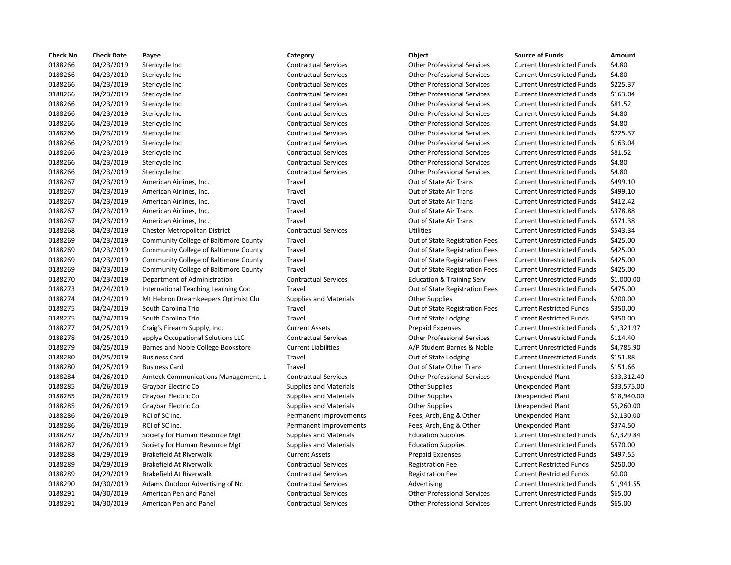| Check No | Check Date | Payee | Category | Object | Source of Funds | Amount |
|---|---|---|---|---|---|---|
| 0188266 | 04/23/2019 | Stericycle Inc | Contractual Services | Other Professional Services | Current Unrestricted Funds | $4.80 |
| 0188266 | 04/23/2019 | Stericycle Inc | Contractual Services | Other Professional Services | Current Unrestricted Funds | $4.80 |
| 0188266 | 04/23/2019 | Stericycle Inc | Contractual Services | Other Professional Services | Current Unrestricted Funds | $225.37 |
| 0188266 | 04/23/2019 | Stericycle Inc | Contractual Services | Other Professional Services | Current Unrestricted Funds | $163.04 |
| 0188266 | 04/23/2019 | Stericycle Inc | Contractual Services | Other Professional Services | Current Unrestricted Funds | $81.52 |
| 0188266 | 04/23/2019 | Stericycle Inc | Contractual Services | Other Professional Services | Current Unrestricted Funds | $4.80 |
| 0188266 | 04/23/2019 | Stericycle Inc | Contractual Services | Other Professional Services | Current Unrestricted Funds | $4.80 |
| 0188266 | 04/23/2019 | Stericycle Inc | Contractual Services | Other Professional Services | Current Unrestricted Funds | $225.37 |
| 0188266 | 04/23/2019 | Stericycle Inc | Contractual Services | Other Professional Services | Current Unrestricted Funds | $163.04 |
| 0188266 | 04/23/2019 | Stericycle Inc | Contractual Services | Other Professional Services | Current Unrestricted Funds | $81.52 |
| 0188266 | 04/23/2019 | Stericycle Inc | Contractual Services | Other Professional Services | Current Unrestricted Funds | $4.80 |
| 0188266 | 04/23/2019 | Stericycle Inc | Contractual Services | Other Professional Services | Current Unrestricted Funds | $4.80 |
| 0188267 | 04/23/2019 | American Airlines, Inc. | Travel | Out of State Air Trans | Current Unrestricted Funds | $499.10 |
| 0188267 | 04/23/2019 | American Airlines, Inc. | Travel | Out of State Air Trans | Current Unrestricted Funds | $499.10 |
| 0188267 | 04/23/2019 | American Airlines, Inc. | Travel | Out of State Air Trans | Current Unrestricted Funds | $412.42 |
| 0188267 | 04/23/2019 | American Airlines, Inc. | Travel | Out of State Air Trans | Current Unrestricted Funds | $378.88 |
| 0188267 | 04/23/2019 | American Airlines, Inc. | Travel | Out of State Air Trans | Current Unrestricted Funds | $571.38 |
| 0188268 | 04/23/2019 | Chester Metropolitan District | Contractual Services | Utilities | Current Unrestricted Funds | $543.34 |
| 0188269 | 04/23/2019 | Community College of Baltimore County | Travel | Out of State Registration Fees | Current Unrestricted Funds | $425.00 |
| 0188269 | 04/23/2019 | Community College of Baltimore County | Travel | Out of State Registration Fees | Current Unrestricted Funds | $425.00 |
| 0188269 | 04/23/2019 | Community College of Baltimore County | Travel | Out of State Registration Fees | Current Unrestricted Funds | $425.00 |
| 0188269 | 04/23/2019 | Community College of Baltimore County | Travel | Out of State Registration Fees | Current Unrestricted Funds | $425.00 |
| 0188270 | 04/23/2019 | Department of Administration | Contractual Services | Education & Training Serv | Current Unrestricted Funds | $1,000.00 |
| 0188273 | 04/24/2019 | International Teaching Learning Coo | Travel | Out of State Registration Fees | Current Unrestricted Funds | $475.00 |
| 0188274 | 04/24/2019 | Mt Hebron Dreamkeepers Optimist Clu | Supplies and Materials | Other Supplies | Current Unrestricted Funds | $200.00 |
| 0188275 | 04/24/2019 | South Carolina Trio | Travel | Out of State Registration Fees | Current Restricted Funds | $350.00 |
| 0188275 | 04/24/2019 | South Carolina Trio | Travel | Out of State Lodging | Current Restricted Funds | $350.00 |
| 0188277 | 04/25/2019 | Craig's Firearm Supply, Inc. | Current Assets | Prepaid Expenses | Current Unrestricted Funds | $1,321.97 |
| 0188278 | 04/25/2019 | applya Occupational Solutions LLC | Contractual Services | Other Professional Services | Current Unrestricted Funds | $114.40 |
| 0188279 | 04/25/2019 | Barnes and Noble College Bookstore | Current Liabilities | A/P Student Barnes & Noble | Current Unrestricted Funds | $4,785.90 |
| 0188280 | 04/25/2019 | Business Card | Travel | Out of State Lodging | Current Unrestricted Funds | $151.88 |
| 0188280 | 04/25/2019 | Business Card | Travel | Out of State Other Trans | Current Unrestricted Funds | $151.66 |
| 0188284 | 04/26/2019 | Amteck Communications Management, L | Contractual Services | Other Professional Services | Unexpended Plant | $33,312.40 |
| 0188285 | 04/26/2019 | Graybar Electric Co | Supplies and Materials | Other Supplies | Unexpended Plant | $33,575.00 |
| 0188285 | 04/26/2019 | Graybar Electric Co | Supplies and Materials | Other Supplies | Unexpended Plant | $18,940.00 |
| 0188285 | 04/26/2019 | Graybar Electric Co | Supplies and Materials | Other Supplies | Unexpended Plant | $5,260.00 |
| 0188286 | 04/26/2019 | RCI of SC Inc. | Permanent Improvements | Fees, Arch, Eng & Other | Unexpended Plant | $2,130.00 |
| 0188286 | 04/26/2019 | RCI of SC Inc. | Permanent Improvements | Fees, Arch, Eng & Other | Unexpended Plant | $374.50 |
| 0188287 | 04/26/2019 | Society for Human Resource Mgt | Supplies and Materials | Education Supplies | Current Unrestricted Funds | $2,329.84 |
| 0188287 | 04/26/2019 | Society for Human Resource Mgt | Supplies and Materials | Education Supplies | Current Unrestricted Funds | $570.00 |
| 0188288 | 04/29/2019 | Brakefield At Riverwalk | Current Assets | Prepaid Expenses | Current Unrestricted Funds | $497.55 |
| 0188289 | 04/29/2019 | Brakefield At Riverwalk | Contractual Services | Registration Fee | Current Restricted Funds | $250.00 |
| 0188289 | 04/29/2019 | Brakefield At Riverwalk | Contractual Services | Registration Fee | Current Restricted Funds | $0.00 |
| 0188290 | 04/30/2019 | Adams Outdoor Advertising of Nc | Contractual Services | Advertising | Current Unrestricted Funds | $1,941.55 |
| 0188291 | 04/30/2019 | American Pen and Panel | Contractual Services | Other Professional Services | Current Unrestricted Funds | $65.00 |
| 0188291 | 04/30/2019 | American Pen and Panel | Contractual Services | Other Professional Services | Current Unrestricted Funds | $65.00 |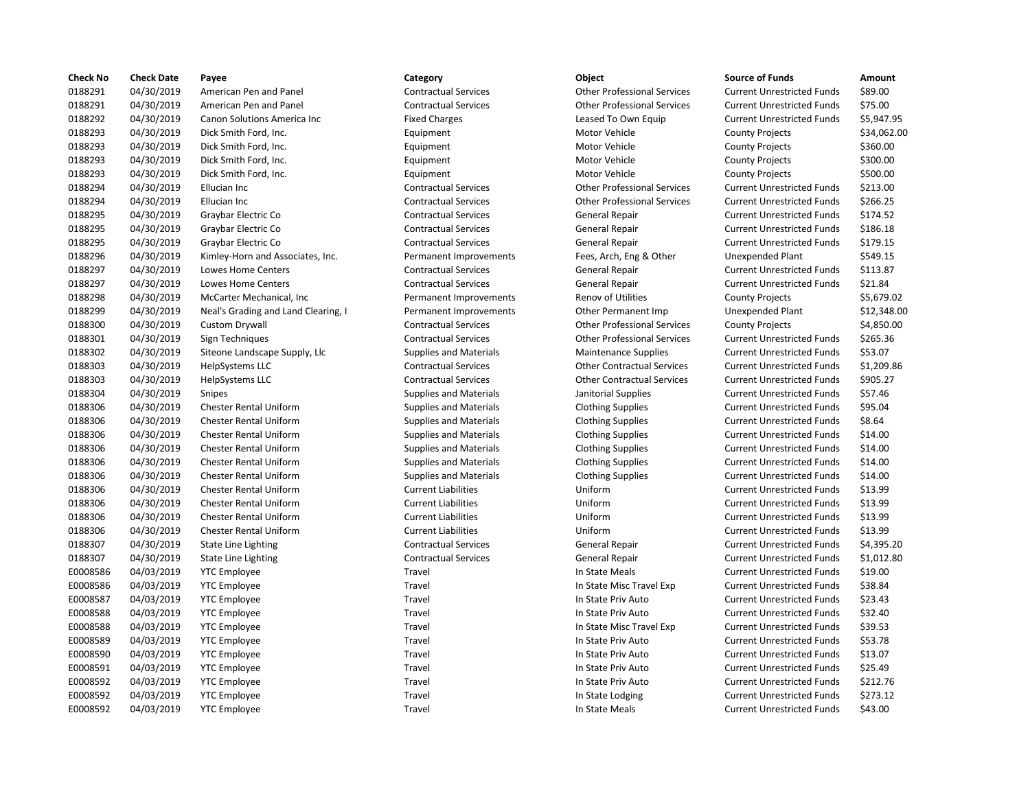| Check No | Check Date | Payee | Category | Object | Source of Funds | Amount |
|---|---|---|---|---|---|---|
| 0188291 | 04/30/2019 | American Pen and Panel | Contractual Services | Other Professional Services | Current Unrestricted Funds | $89.00 |
| 0188291 | 04/30/2019 | American Pen and Panel | Contractual Services | Other Professional Services | Current Unrestricted Funds | $75.00 |
| 0188292 | 04/30/2019 | Canon Solutions America Inc | Fixed Charges | Leased To Own Equip | Current Unrestricted Funds | $5,947.95 |
| 0188293 | 04/30/2019 | Dick Smith Ford, Inc. | Equipment | Motor Vehicle | County Projects | $34,062.00 |
| 0188293 | 04/30/2019 | Dick Smith Ford, Inc. | Equipment | Motor Vehicle | County Projects | $360.00 |
| 0188293 | 04/30/2019 | Dick Smith Ford, Inc. | Equipment | Motor Vehicle | County Projects | $300.00 |
| 0188293 | 04/30/2019 | Dick Smith Ford, Inc. | Equipment | Motor Vehicle | County Projects | $500.00 |
| 0188294 | 04/30/2019 | Ellucian Inc | Contractual Services | Other Professional Services | Current Unrestricted Funds | $213.00 |
| 0188294 | 04/30/2019 | Ellucian Inc | Contractual Services | Other Professional Services | Current Unrestricted Funds | $266.25 |
| 0188295 | 04/30/2019 | Graybar Electric Co | Contractual Services | General Repair | Current Unrestricted Funds | $174.52 |
| 0188295 | 04/30/2019 | Graybar Electric Co | Contractual Services | General Repair | Current Unrestricted Funds | $186.18 |
| 0188295 | 04/30/2019 | Graybar Electric Co | Contractual Services | General Repair | Current Unrestricted Funds | $179.15 |
| 0188296 | 04/30/2019 | Kimley-Horn and Associates, Inc. | Permanent Improvements | Fees, Arch, Eng & Other | Unexpended Plant | $549.15 |
| 0188297 | 04/30/2019 | Lowes Home Centers | Contractual Services | General Repair | Current Unrestricted Funds | $113.87 |
| 0188297 | 04/30/2019 | Lowes Home Centers | Contractual Services | General Repair | Current Unrestricted Funds | $21.84 |
| 0188298 | 04/30/2019 | McCarter Mechanical, Inc | Permanent Improvements | Renov of Utilities | County Projects | $5,679.02 |
| 0188299 | 04/30/2019 | Neal's Grading and Land Clearing, I | Permanent Improvements | Other Permanent Imp | Unexpended Plant | $12,348.00 |
| 0188300 | 04/30/2019 | Custom Drywall | Contractual Services | Other Professional Services | County Projects | $4,850.00 |
| 0188301 | 04/30/2019 | Sign Techniques | Contractual Services | Other Professional Services | Current Unrestricted Funds | $265.36 |
| 0188302 | 04/30/2019 | Siteone Landscape Supply, Llc | Supplies and Materials | Maintenance Supplies | Current Unrestricted Funds | $53.07 |
| 0188303 | 04/30/2019 | HelpSystems LLC | Contractual Services | Other Contractual Services | Current Unrestricted Funds | $1,209.86 |
| 0188303 | 04/30/2019 | HelpSystems LLC | Contractual Services | Other Contractual Services | Current Unrestricted Funds | $905.27 |
| 0188304 | 04/30/2019 | Snipes | Supplies and Materials | Janitorial Supplies | Current Unrestricted Funds | $57.46 |
| 0188306 | 04/30/2019 | Chester Rental Uniform | Supplies and Materials | Clothing Supplies | Current Unrestricted Funds | $95.04 |
| 0188306 | 04/30/2019 | Chester Rental Uniform | Supplies and Materials | Clothing Supplies | Current Unrestricted Funds | $8.64 |
| 0188306 | 04/30/2019 | Chester Rental Uniform | Supplies and Materials | Clothing Supplies | Current Unrestricted Funds | $14.00 |
| 0188306 | 04/30/2019 | Chester Rental Uniform | Supplies and Materials | Clothing Supplies | Current Unrestricted Funds | $14.00 |
| 0188306 | 04/30/2019 | Chester Rental Uniform | Supplies and Materials | Clothing Supplies | Current Unrestricted Funds | $14.00 |
| 0188306 | 04/30/2019 | Chester Rental Uniform | Supplies and Materials | Clothing Supplies | Current Unrestricted Funds | $14.00 |
| 0188306 | 04/30/2019 | Chester Rental Uniform | Current Liabilities | Uniform | Current Unrestricted Funds | $13.99 |
| 0188306 | 04/30/2019 | Chester Rental Uniform | Current Liabilities | Uniform | Current Unrestricted Funds | $13.99 |
| 0188306 | 04/30/2019 | Chester Rental Uniform | Current Liabilities | Uniform | Current Unrestricted Funds | $13.99 |
| 0188306 | 04/30/2019 | Chester Rental Uniform | Current Liabilities | Uniform | Current Unrestricted Funds | $13.99 |
| 0188307 | 04/30/2019 | State Line Lighting | Contractual Services | General Repair | Current Unrestricted Funds | $4,395.20 |
| 0188307 | 04/30/2019 | State Line Lighting | Contractual Services | General Repair | Current Unrestricted Funds | $1,012.80 |
| E0008586 | 04/03/2019 | YTC Employee | Travel | In State Meals | Current Unrestricted Funds | $19.00 |
| E0008586 | 04/03/2019 | YTC Employee | Travel | In State Misc Travel Exp | Current Unrestricted Funds | $38.84 |
| E0008587 | 04/03/2019 | YTC Employee | Travel | In State Priv Auto | Current Unrestricted Funds | $23.43 |
| E0008588 | 04/03/2019 | YTC Employee | Travel | In State Priv Auto | Current Unrestricted Funds | $32.40 |
| E0008588 | 04/03/2019 | YTC Employee | Travel | In State Misc Travel Exp | Current Unrestricted Funds | $39.53 |
| E0008589 | 04/03/2019 | YTC Employee | Travel | In State Priv Auto | Current Unrestricted Funds | $53.78 |
| E0008590 | 04/03/2019 | YTC Employee | Travel | In State Priv Auto | Current Unrestricted Funds | $13.07 |
| E0008591 | 04/03/2019 | YTC Employee | Travel | In State Priv Auto | Current Unrestricted Funds | $25.49 |
| E0008592 | 04/03/2019 | YTC Employee | Travel | In State Priv Auto | Current Unrestricted Funds | $212.76 |
| E0008592 | 04/03/2019 | YTC Employee | Travel | In State Lodging | Current Unrestricted Funds | $273.12 |
| E0008592 | 04/03/2019 | YTC Employee | Travel | In State Meals | Current Unrestricted Funds | $43.00 |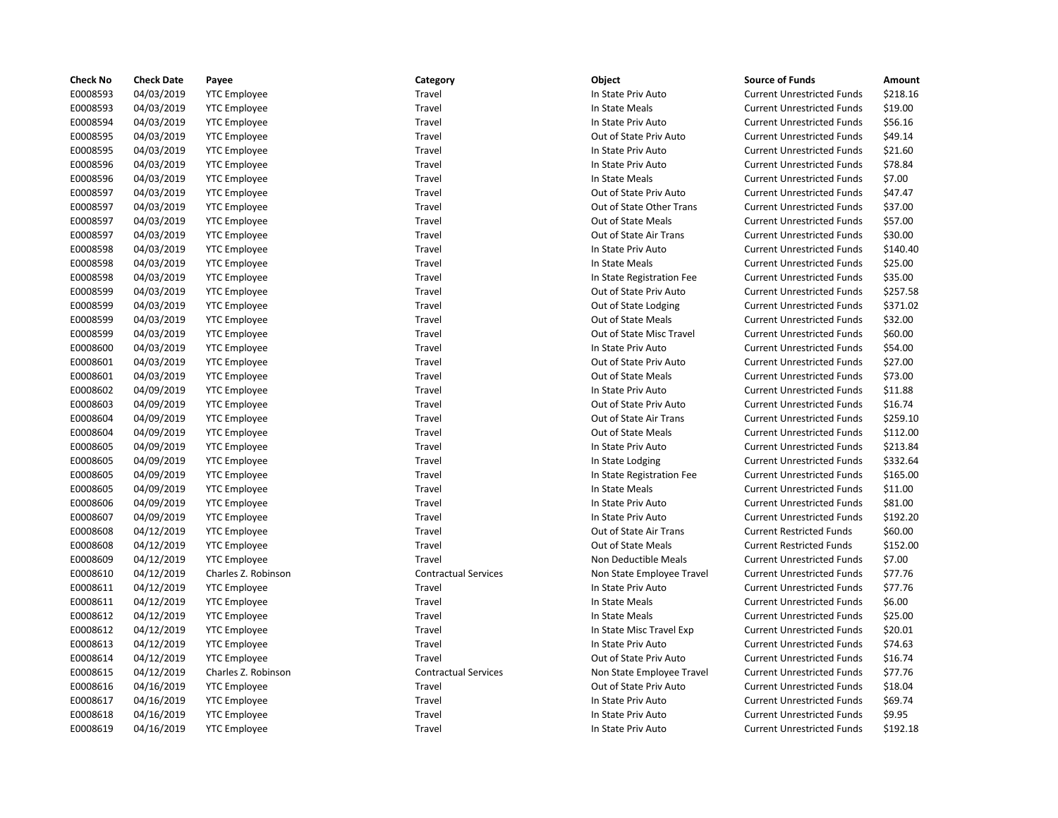| Check No | Check Date | Payee | Category | Object | Source of Funds | Amount |
|---|---|---|---|---|---|---|
| E0008593 | 04/03/2019 | YTC Employee | Travel | In State Priv Auto | Current Unrestricted Funds | $218.16 |
| E0008593 | 04/03/2019 | YTC Employee | Travel | In State Meals | Current Unrestricted Funds | $19.00 |
| E0008594 | 04/03/2019 | YTC Employee | Travel | In State Priv Auto | Current Unrestricted Funds | $56.16 |
| E0008595 | 04/03/2019 | YTC Employee | Travel | Out of State Priv Auto | Current Unrestricted Funds | $49.14 |
| E0008595 | 04/03/2019 | YTC Employee | Travel | In State Priv Auto | Current Unrestricted Funds | $21.60 |
| E0008596 | 04/03/2019 | YTC Employee | Travel | In State Priv Auto | Current Unrestricted Funds | $78.84 |
| E0008596 | 04/03/2019 | YTC Employee | Travel | In State Meals | Current Unrestricted Funds | $7.00 |
| E0008597 | 04/03/2019 | YTC Employee | Travel | Out of State Priv Auto | Current Unrestricted Funds | $47.47 |
| E0008597 | 04/03/2019 | YTC Employee | Travel | Out of State Other Trans | Current Unrestricted Funds | $37.00 |
| E0008597 | 04/03/2019 | YTC Employee | Travel | Out of State Meals | Current Unrestricted Funds | $57.00 |
| E0008597 | 04/03/2019 | YTC Employee | Travel | Out of State Air Trans | Current Unrestricted Funds | $30.00 |
| E0008598 | 04/03/2019 | YTC Employee | Travel | In State Priv Auto | Current Unrestricted Funds | $140.40 |
| E0008598 | 04/03/2019 | YTC Employee | Travel | In State Meals | Current Unrestricted Funds | $25.00 |
| E0008598 | 04/03/2019 | YTC Employee | Travel | In State Registration Fee | Current Unrestricted Funds | $35.00 |
| E0008599 | 04/03/2019 | YTC Employee | Travel | Out of State Priv Auto | Current Unrestricted Funds | $257.58 |
| E0008599 | 04/03/2019 | YTC Employee | Travel | Out of State Lodging | Current Unrestricted Funds | $371.02 |
| E0008599 | 04/03/2019 | YTC Employee | Travel | Out of State Meals | Current Unrestricted Funds | $32.00 |
| E0008599 | 04/03/2019 | YTC Employee | Travel | Out of State Misc Travel | Current Unrestricted Funds | $60.00 |
| E0008600 | 04/03/2019 | YTC Employee | Travel | In State Priv Auto | Current Unrestricted Funds | $54.00 |
| E0008601 | 04/03/2019 | YTC Employee | Travel | Out of State Priv Auto | Current Unrestricted Funds | $27.00 |
| E0008601 | 04/03/2019 | YTC Employee | Travel | Out of State Meals | Current Unrestricted Funds | $73.00 |
| E0008602 | 04/09/2019 | YTC Employee | Travel | In State Priv Auto | Current Unrestricted Funds | $11.88 |
| E0008603 | 04/09/2019 | YTC Employee | Travel | Out of State Priv Auto | Current Unrestricted Funds | $16.74 |
| E0008604 | 04/09/2019 | YTC Employee | Travel | Out of State Air Trans | Current Unrestricted Funds | $259.10 |
| E0008604 | 04/09/2019 | YTC Employee | Travel | Out of State Meals | Current Unrestricted Funds | $112.00 |
| E0008605 | 04/09/2019 | YTC Employee | Travel | In State Priv Auto | Current Unrestricted Funds | $213.84 |
| E0008605 | 04/09/2019 | YTC Employee | Travel | In State Lodging | Current Unrestricted Funds | $332.64 |
| E0008605 | 04/09/2019 | YTC Employee | Travel | In State Registration Fee | Current Unrestricted Funds | $165.00 |
| E0008605 | 04/09/2019 | YTC Employee | Travel | In State Meals | Current Unrestricted Funds | $11.00 |
| E0008606 | 04/09/2019 | YTC Employee | Travel | In State Priv Auto | Current Unrestricted Funds | $81.00 |
| E0008607 | 04/09/2019 | YTC Employee | Travel | In State Priv Auto | Current Unrestricted Funds | $192.20 |
| E0008608 | 04/12/2019 | YTC Employee | Travel | Out of State Air Trans | Current Restricted Funds | $60.00 |
| E0008608 | 04/12/2019 | YTC Employee | Travel | Out of State Meals | Current Restricted Funds | $152.00 |
| E0008609 | 04/12/2019 | YTC Employee | Travel | Non Deductible Meals | Current Unrestricted Funds | $7.00 |
| E0008610 | 04/12/2019 | Charles Z. Robinson | Contractual Services | Non State Employee Travel | Current Unrestricted Funds | $77.76 |
| E0008611 | 04/12/2019 | YTC Employee | Travel | In State Priv Auto | Current Unrestricted Funds | $77.76 |
| E0008611 | 04/12/2019 | YTC Employee | Travel | In State Meals | Current Unrestricted Funds | $6.00 |
| E0008612 | 04/12/2019 | YTC Employee | Travel | In State Meals | Current Unrestricted Funds | $25.00 |
| E0008612 | 04/12/2019 | YTC Employee | Travel | In State Misc Travel Exp | Current Unrestricted Funds | $20.01 |
| E0008613 | 04/12/2019 | YTC Employee | Travel | In State Priv Auto | Current Unrestricted Funds | $74.63 |
| E0008614 | 04/12/2019 | YTC Employee | Travel | Out of State Priv Auto | Current Unrestricted Funds | $16.74 |
| E0008615 | 04/12/2019 | Charles Z. Robinson | Contractual Services | Non State Employee Travel | Current Unrestricted Funds | $77.76 |
| E0008616 | 04/16/2019 | YTC Employee | Travel | Out of State Priv Auto | Current Unrestricted Funds | $18.04 |
| E0008617 | 04/16/2019 | YTC Employee | Travel | In State Priv Auto | Current Unrestricted Funds | $69.74 |
| E0008618 | 04/16/2019 | YTC Employee | Travel | In State Priv Auto | Current Unrestricted Funds | $9.95 |
| E0008619 | 04/16/2019 | YTC Employee | Travel | In State Priv Auto | Current Unrestricted Funds | $192.18 |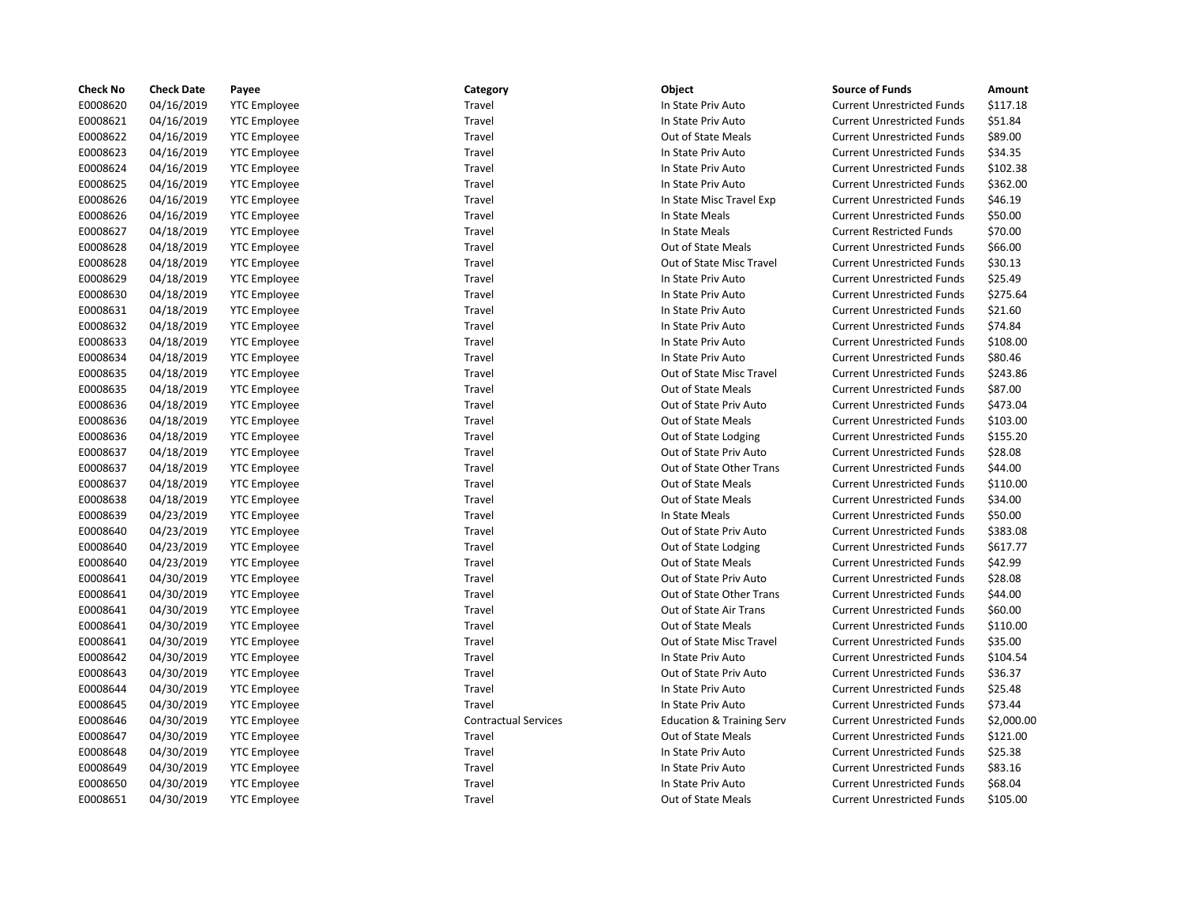| Check No | Check Date | Payee | Category | Object | Source of Funds | Amount |
|---|---|---|---|---|---|---|
| E0008620 | 04/16/2019 | YTC Employee | Travel | In State Priv Auto | Current Unrestricted Funds | $117.18 |
| E0008621 | 04/16/2019 | YTC Employee | Travel | In State Priv Auto | Current Unrestricted Funds | $51.84 |
| E0008622 | 04/16/2019 | YTC Employee | Travel | Out of State Meals | Current Unrestricted Funds | $89.00 |
| E0008623 | 04/16/2019 | YTC Employee | Travel | In State Priv Auto | Current Unrestricted Funds | $34.35 |
| E0008624 | 04/16/2019 | YTC Employee | Travel | In State Priv Auto | Current Unrestricted Funds | $102.38 |
| E0008625 | 04/16/2019 | YTC Employee | Travel | In State Priv Auto | Current Unrestricted Funds | $362.00 |
| E0008626 | 04/16/2019 | YTC Employee | Travel | In State Misc Travel Exp | Current Unrestricted Funds | $46.19 |
| E0008626 | 04/16/2019 | YTC Employee | Travel | In State Meals | Current Unrestricted Funds | $50.00 |
| E0008627 | 04/18/2019 | YTC Employee | Travel | In State Meals | Current Restricted Funds | $70.00 |
| E0008628 | 04/18/2019 | YTC Employee | Travel | Out of State Meals | Current Unrestricted Funds | $66.00 |
| E0008628 | 04/18/2019 | YTC Employee | Travel | Out of State Misc Travel | Current Unrestricted Funds | $30.13 |
| E0008629 | 04/18/2019 | YTC Employee | Travel | In State Priv Auto | Current Unrestricted Funds | $25.49 |
| E0008630 | 04/18/2019 | YTC Employee | Travel | In State Priv Auto | Current Unrestricted Funds | $275.64 |
| E0008631 | 04/18/2019 | YTC Employee | Travel | In State Priv Auto | Current Unrestricted Funds | $21.60 |
| E0008632 | 04/18/2019 | YTC Employee | Travel | In State Priv Auto | Current Unrestricted Funds | $74.84 |
| E0008633 | 04/18/2019 | YTC Employee | Travel | In State Priv Auto | Current Unrestricted Funds | $108.00 |
| E0008634 | 04/18/2019 | YTC Employee | Travel | In State Priv Auto | Current Unrestricted Funds | $80.46 |
| E0008635 | 04/18/2019 | YTC Employee | Travel | Out of State Misc Travel | Current Unrestricted Funds | $243.86 |
| E0008635 | 04/18/2019 | YTC Employee | Travel | Out of State Meals | Current Unrestricted Funds | $87.00 |
| E0008636 | 04/18/2019 | YTC Employee | Travel | Out of State Priv Auto | Current Unrestricted Funds | $473.04 |
| E0008636 | 04/18/2019 | YTC Employee | Travel | Out of State Meals | Current Unrestricted Funds | $103.00 |
| E0008636 | 04/18/2019 | YTC Employee | Travel | Out of State Lodging | Current Unrestricted Funds | $155.20 |
| E0008637 | 04/18/2019 | YTC Employee | Travel | Out of State Priv Auto | Current Unrestricted Funds | $28.08 |
| E0008637 | 04/18/2019 | YTC Employee | Travel | Out of State Other Trans | Current Unrestricted Funds | $44.00 |
| E0008637 | 04/18/2019 | YTC Employee | Travel | Out of State Meals | Current Unrestricted Funds | $110.00 |
| E0008638 | 04/18/2019 | YTC Employee | Travel | Out of State Meals | Current Unrestricted Funds | $34.00 |
| E0008639 | 04/23/2019 | YTC Employee | Travel | In State Meals | Current Unrestricted Funds | $50.00 |
| E0008640 | 04/23/2019 | YTC Employee | Travel | Out of State Priv Auto | Current Unrestricted Funds | $383.08 |
| E0008640 | 04/23/2019 | YTC Employee | Travel | Out of State Lodging | Current Unrestricted Funds | $617.77 |
| E0008640 | 04/23/2019 | YTC Employee | Travel | Out of State Meals | Current Unrestricted Funds | $42.99 |
| E0008641 | 04/30/2019 | YTC Employee | Travel | Out of State Priv Auto | Current Unrestricted Funds | $28.08 |
| E0008641 | 04/30/2019 | YTC Employee | Travel | Out of State Other Trans | Current Unrestricted Funds | $44.00 |
| E0008641 | 04/30/2019 | YTC Employee | Travel | Out of State Air Trans | Current Unrestricted Funds | $60.00 |
| E0008641 | 04/30/2019 | YTC Employee | Travel | Out of State Meals | Current Unrestricted Funds | $110.00 |
| E0008641 | 04/30/2019 | YTC Employee | Travel | Out of State Misc Travel | Current Unrestricted Funds | $35.00 |
| E0008642 | 04/30/2019 | YTC Employee | Travel | In State Priv Auto | Current Unrestricted Funds | $104.54 |
| E0008643 | 04/30/2019 | YTC Employee | Travel | Out of State Priv Auto | Current Unrestricted Funds | $36.37 |
| E0008644 | 04/30/2019 | YTC Employee | Travel | In State Priv Auto | Current Unrestricted Funds | $25.48 |
| E0008645 | 04/30/2019 | YTC Employee | Travel | In State Priv Auto | Current Unrestricted Funds | $73.44 |
| E0008646 | 04/30/2019 | YTC Employee | Contractual Services | Education & Training Serv | Current Unrestricted Funds | $2,000.00 |
| E0008647 | 04/30/2019 | YTC Employee | Travel | Out of State Meals | Current Unrestricted Funds | $121.00 |
| E0008648 | 04/30/2019 | YTC Employee | Travel | In State Priv Auto | Current Unrestricted Funds | $25.38 |
| E0008649 | 04/30/2019 | YTC Employee | Travel | In State Priv Auto | Current Unrestricted Funds | $83.16 |
| E0008650 | 04/30/2019 | YTC Employee | Travel | In State Priv Auto | Current Unrestricted Funds | $68.04 |
| E0008651 | 04/30/2019 | YTC Employee | Travel | Out of State Meals | Current Unrestricted Funds | $105.00 |